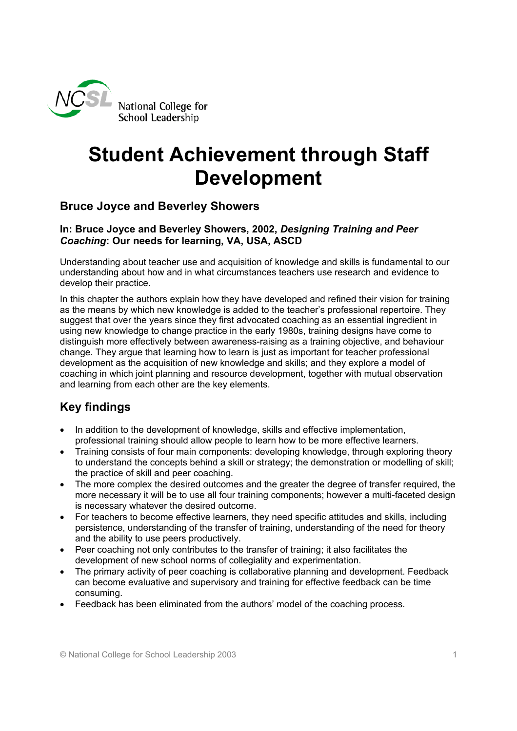NCSL National College for School Leadership

# Student Achievement through Staff Development

## Bruce Joyce and Beverley Showers

### In: Bruce Joyce and Beverley Showers, 2002, *Designing Training and Peer Coaching*: Our needs for learning, VA, USA, ASCD

Understanding about teacher use and acquisition of knowledge and skills is fundamental to our understanding about how and in what circumstances teachers use research and evidence to develop their practice.

In this chapter the authors explain how they have developed and refined their vision for training as the means by which new knowledge is added to the teacher's professional repertoire. They suggest that over the years since they first advocated coaching as an essential ingredient in using new knowledge to change practice in the early 1980s, training designs have come to distinguish more effectively between awareness-raising as a training objective, and behaviour change. They argue that learning how to learn is just as important for teacher professional development as the acquisition of new knowledge and skills; and they explore a model of coaching in which joint planning and resource development, together with mutual observation and learning from each other are the key elements.

## Key findings

- In addition to the development of knowledge, skills and effective implementation, professional training should allow people to learn how to be more effective learners.
- Training consists of four main components: developing knowledge, through exploring theory to understand the concepts behind a skill or strategy; the demonstration or modelling of skill; the practice of skill and peer coaching.
- The more complex the desired outcomes and the greater the degree of transfer required, the more necessary it will be to use all four training components; however a multi-faceted design is necessary whatever the desired outcome.
- For teachers to become effective learners, they need specific attitudes and skills, including persistence, understanding of the transfer of training, understanding of the need for theory and the ability to use peers productively.
- Peer coaching not only contributes to the transfer of training; it also facilitates the development of new school norms of collegiality and experimentation.
- The primary activity of peer coaching is collaborative planning and development. Feedback can become evaluative and supervisory and training for effective feedback can be time consuming.
- Feedback has been eliminated from the authors' model of the coaching process.

© National College for School Leadership 2003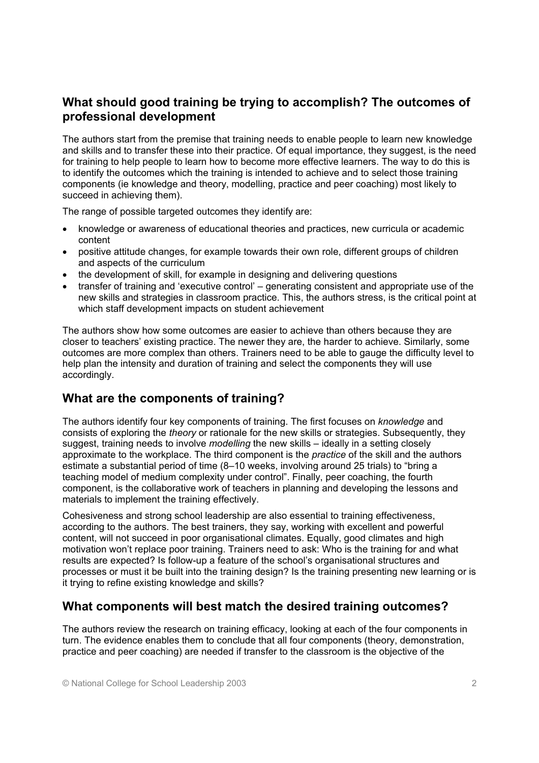## What should good training be trying to accomplish? The outcomes of professional development

The authors start from the premise that training needs to enable people to learn new knowledge and skills and to transfer these into their practice. Of equal importance, they suggest, is the need for training to help people to learn how to become more effective learners. The way to do this is to identify the outcomes which the training is intended to achieve and to select those training components (ie knowledge and theory, modelling, practice and peer coaching) most likely to succeed in achieving them).

The range of possible targeted outcomes they identify are:

- knowledge or awareness of educational theories and practices, new curricula or academic content
- positive attitude changes, for example towards their own role, different groups of children and aspects of the curriculum
- the development of skill, for example in designing and delivering questions
- transfer of training and 'executive control' – generating consistent and appropriate use of the new skills and strategies in classroom practice. This, the authors stress, is the critical point at which staff development impacts on student achievement

The authors show how some outcomes are easier to achieve than others because they are closer to teachers' existing practice. The newer they are, the harder to achieve. Similarly, some outcomes are more complex than others. Trainers need to be able to gauge the difficulty level to help plan the intensity and duration of training and select the components they will use accordingly.

## What are the components of training?

The authors identify four key components of training. The first focuses on *knowledge* and consists of exploring the *theory* or rationale for the new skills or strategies. Subsequently, they suggest, training needs to involve *modelling* the new skills – ideally in a setting closely approximate to the workplace. The third component is the *practice* of the skill and the authors estimate a substantial period of time (8–10 weeks, involving around 25 trials) to "bring a teaching model of medium complexity under control". Finally, peer coaching, the fourth component, is the collaborative work of teachers in planning and developing the lessons and materials to implement the training effectively.

Cohesiveness and strong school leadership are also essential to training effectiveness, according to the authors. The best trainers, they say, working with excellent and powerful content, will not succeed in poor organisational climates. Equally, good climates and high motivation won't replace poor training. Trainers need to ask: Who is the training for and what results are expected? Is follow-up a feature of the school's organisational structures and processes or must it be built into the training design? Is the training presenting new learning or is it trying to refine existing knowledge and skills?

## What components will best match the desired training outcomes?

The authors review the research on training efficacy, looking at each of the four components in turn. The evidence enables them to conclude that all four components (theory, demonstration, practice and peer coaching) are needed if transfer to the classroom is the objective of the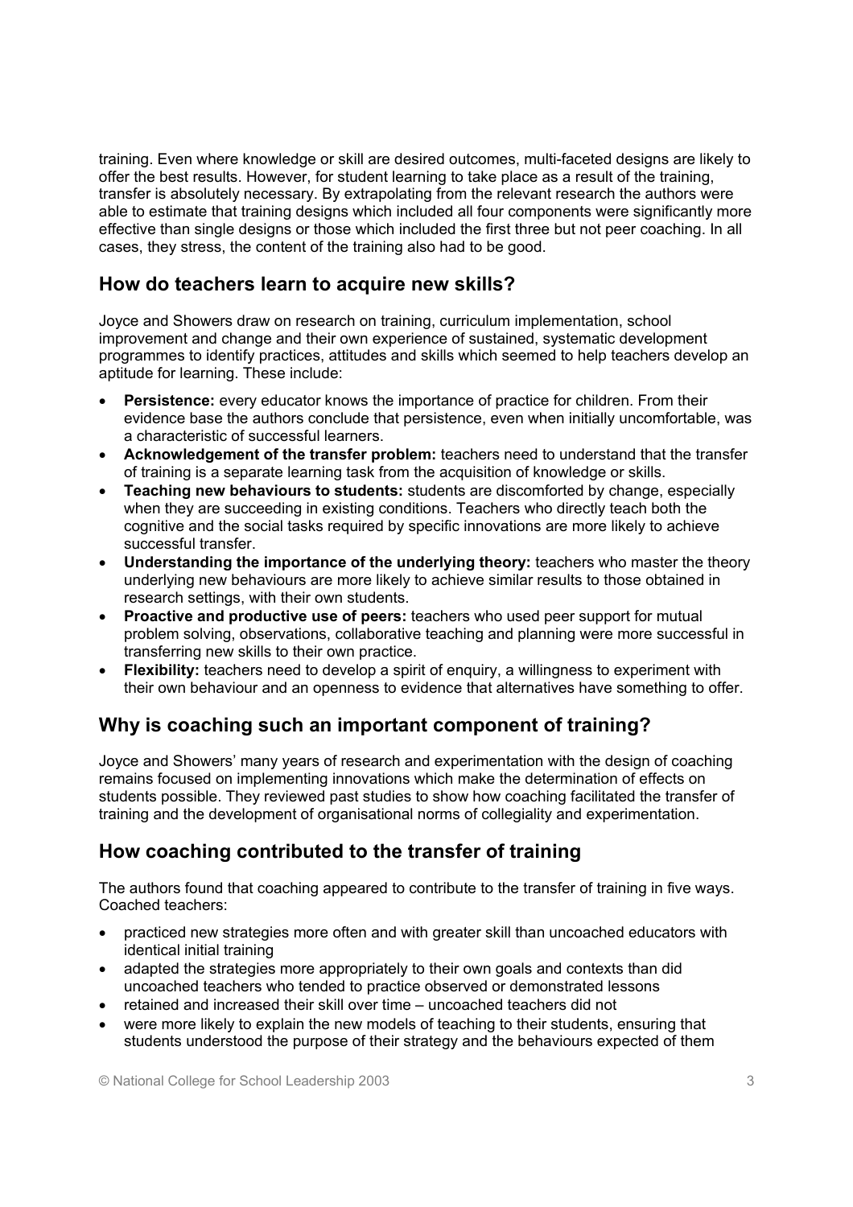training. Even where knowledge or skill are desired outcomes, multi-faceted designs are likely to offer the best results. However, for student learning to take place as a result of the training, transfer is absolutely necessary. By extrapolating from the relevant research the authors were able to estimate that training designs which included all four components were significantly more effective than single designs or those which included the first three but not peer coaching. In all cases, they stress, the content of the training also had to be good.

## How do teachers learn to acquire new skills?

Joyce and Showers draw on research on training, curriculum implementation, school improvement and change and their own experience of sustained, systematic development programmes to identify practices, attitudes and skills which seemed to help teachers develop an aptitude for learning. These include:

- **Persistence:** every educator knows the importance of practice for children. From their evidence base the authors conclude that persistence, even when initially uncomfortable, was a characteristic of successful learners.
- **Acknowledgement of the transfer problem:** teachers need to understand that the transfer of training is a separate learning task from the acquisition of knowledge or skills.
- **Teaching new behaviours to students:** students are discomforted by change, especially when they are succeeding in existing conditions. Teachers who directly teach both the cognitive and the social tasks required by specific innovations are more likely to achieve successful transfer.
- **Understanding the importance of the underlying theory:** teachers who master the theory underlying new behaviours are more likely to achieve similar results to those obtained in research settings, with their own students.
- **Proactive and productive use of peers:** teachers who used peer support for mutual problem solving, observations, collaborative teaching and planning were more successful in transferring new skills to their own practice.
- **Flexibility:** teachers need to develop a spirit of enquiry, a willingness to experiment with their own behaviour and an openness to evidence that alternatives have something to offer.

## Why is coaching such an important component of training?

Joyce and Showers' many years of research and experimentation with the design of coaching remains focused on implementing innovations which make the determination of effects on students possible. They reviewed past studies to show how coaching facilitated the transfer of training and the development of organisational norms of collegiality and experimentation.

## How coaching contributed to the transfer of training

The authors found that coaching appeared to contribute to the transfer of training in five ways. Coached teachers:

- practiced new strategies more often and with greater skill than uncoached educators with identical initial training
- adapted the strategies more appropriately to their own goals and contexts than did uncoached teachers who tended to practice observed or demonstrated lessons
- retained and increased their skill over time – uncoached teachers did not
- were more likely to explain the new models of teaching to their students, ensuring that students understood the purpose of their strategy and the behaviours expected of them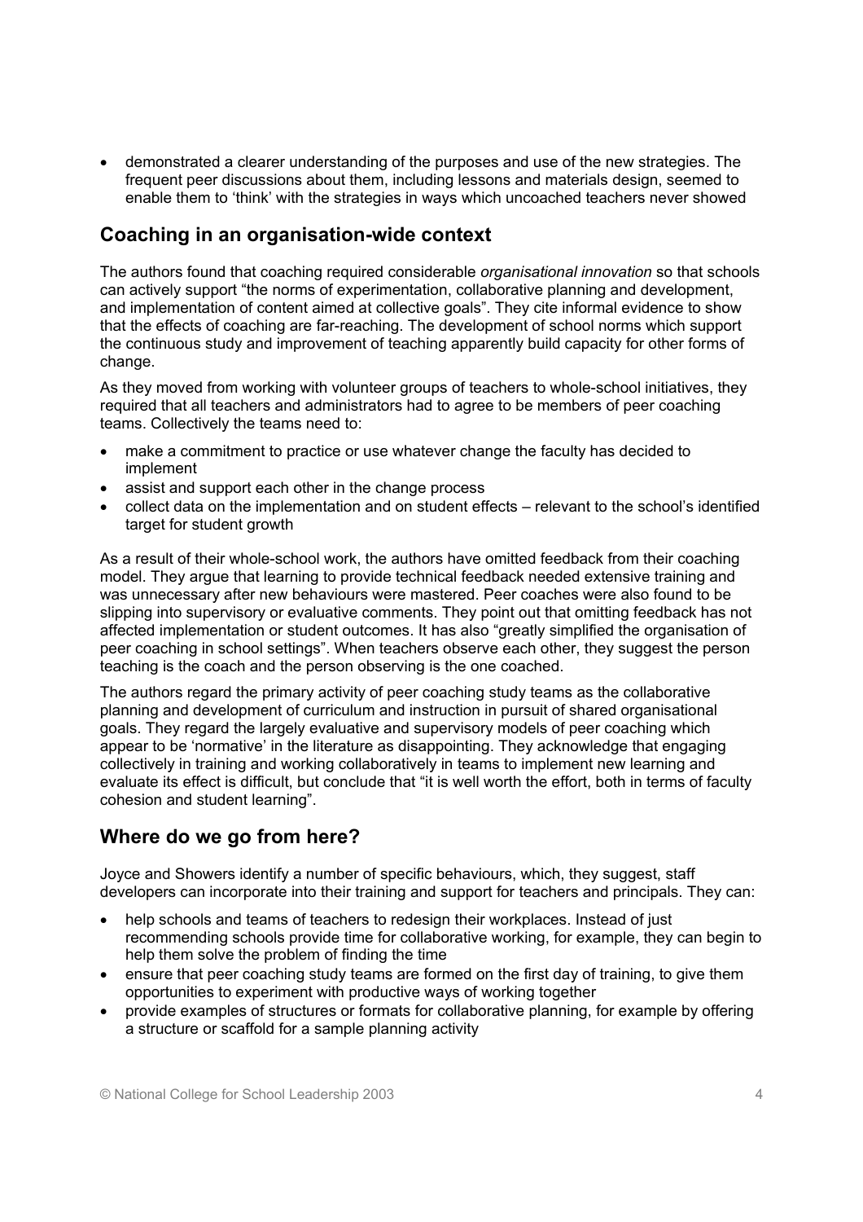- demonstrated a clearer understanding of the purposes and use of the new strategies. The frequent peer discussions about them, including lessons and materials design, seemed to enable them to 'think' with the strategies in ways which uncoached teachers never showed

## Coaching in an organisation-wide context

The authors found that coaching required considerable *organisational innovation* so that schools can actively support "the norms of experimentation, collaborative planning and development, and implementation of content aimed at collective goals". They cite informal evidence to show that the effects of coaching are far-reaching. The development of school norms which support the continuous study and improvement of teaching apparently build capacity for other forms of change.

As they moved from working with volunteer groups of teachers to whole-school initiatives, they required that all teachers and administrators had to agree to be members of peer coaching teams. Collectively the teams need to:

- make a commitment to practice or use whatever change the faculty has decided to implement
- assist and support each other in the change process
- collect data on the implementation and on student effects – relevant to the school's identified target for student growth

As a result of their whole-school work, the authors have omitted feedback from their coaching model. They argue that learning to provide technical feedback needed extensive training and was unnecessary after new behaviours were mastered. Peer coaches were also found to be slipping into supervisory or evaluative comments. They point out that omitting feedback has not affected implementation or student outcomes. It has also "greatly simplified the organisation of peer coaching in school settings". When teachers observe each other, they suggest the person teaching is the coach and the person observing is the one coached.

The authors regard the primary activity of peer coaching study teams as the collaborative planning and development of curriculum and instruction in pursuit of shared organisational goals. They regard the largely evaluative and supervisory models of peer coaching which appear to be 'normative' in the literature as disappointing. They acknowledge that engaging collectively in training and working collaboratively in teams to implement new learning and evaluate its effect is difficult, but conclude that "it is well worth the effort, both in terms of faculty cohesion and student learning".

## Where do we go from here?

Joyce and Showers identify a number of specific behaviours, which, they suggest, staff developers can incorporate into their training and support for teachers and principals. They can:

- help schools and teams of teachers to redesign their workplaces. Instead of just recommending schools provide time for collaborative working, for example, they can begin to help them solve the problem of finding the time
- ensure that peer coaching study teams are formed on the first day of training, to give them opportunities to experiment with productive ways of working together
- provide examples of structures or formats for collaborative planning, for example by offering a structure or scaffold for a sample planning activity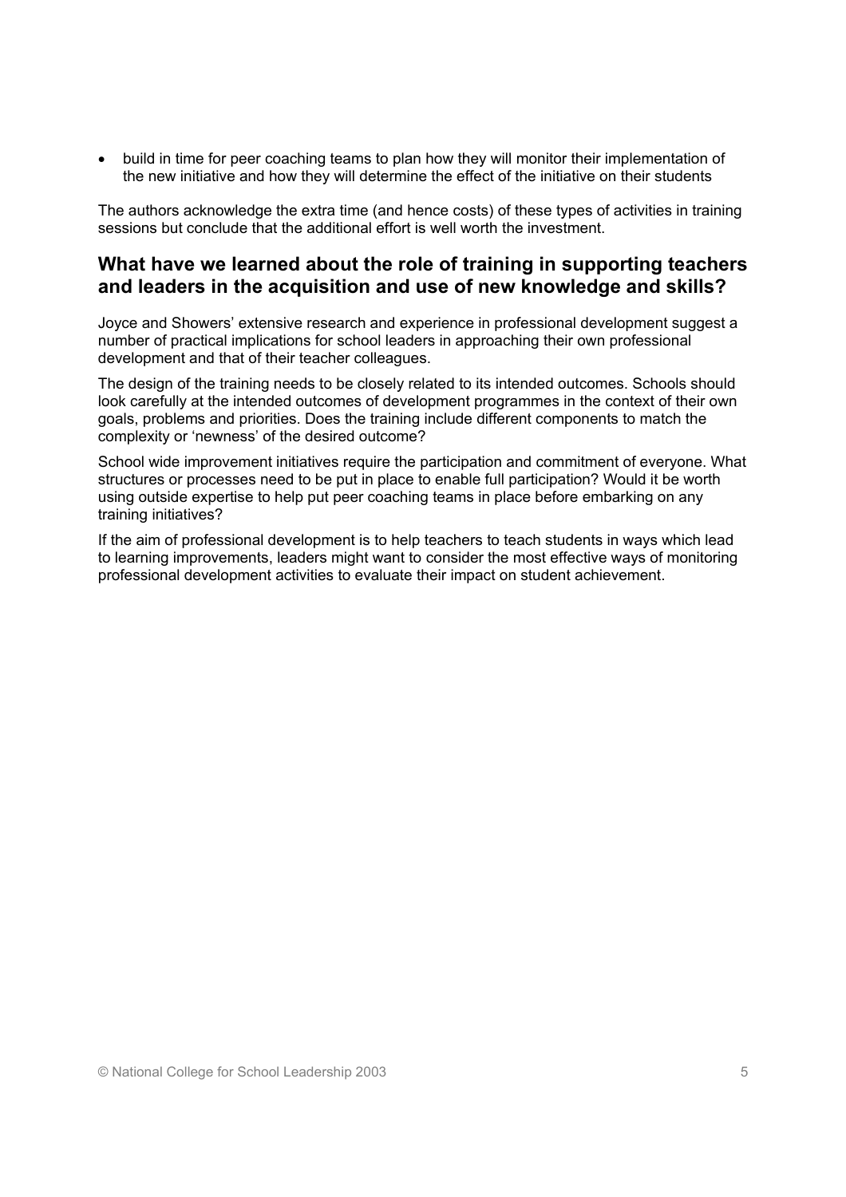- build in time for peer coaching teams to plan how they will monitor their implementation of the new initiative and how they will determine the effect of the initiative on their students

The authors acknowledge the extra time (and hence costs) of these types of activities in training sessions but conclude that the additional effort is well worth the investment.

## What have we learned about the role of training in supporting teachers and leaders in the acquisition and use of new knowledge and skills?

Joyce and Showers' extensive research and experience in professional development suggest a number of practical implications for school leaders in approaching their own professional development and that of their teacher colleagues.

The design of the training needs to be closely related to its intended outcomes. Schools should look carefully at the intended outcomes of development programmes in the context of their own goals, problems and priorities. Does the training include different components to match the complexity or 'newness' of the desired outcome?

School wide improvement initiatives require the participation and commitment of everyone. What structures or processes need to be put in place to enable full participation? Would it be worth using outside expertise to help put peer coaching teams in place before embarking on any training initiatives?

If the aim of professional development is to help teachers to teach students in ways which lead to learning improvements, leaders might want to consider the most effective ways of monitoring professional development activities to evaluate their impact on student achievement.

© National College for School Leadership 2003